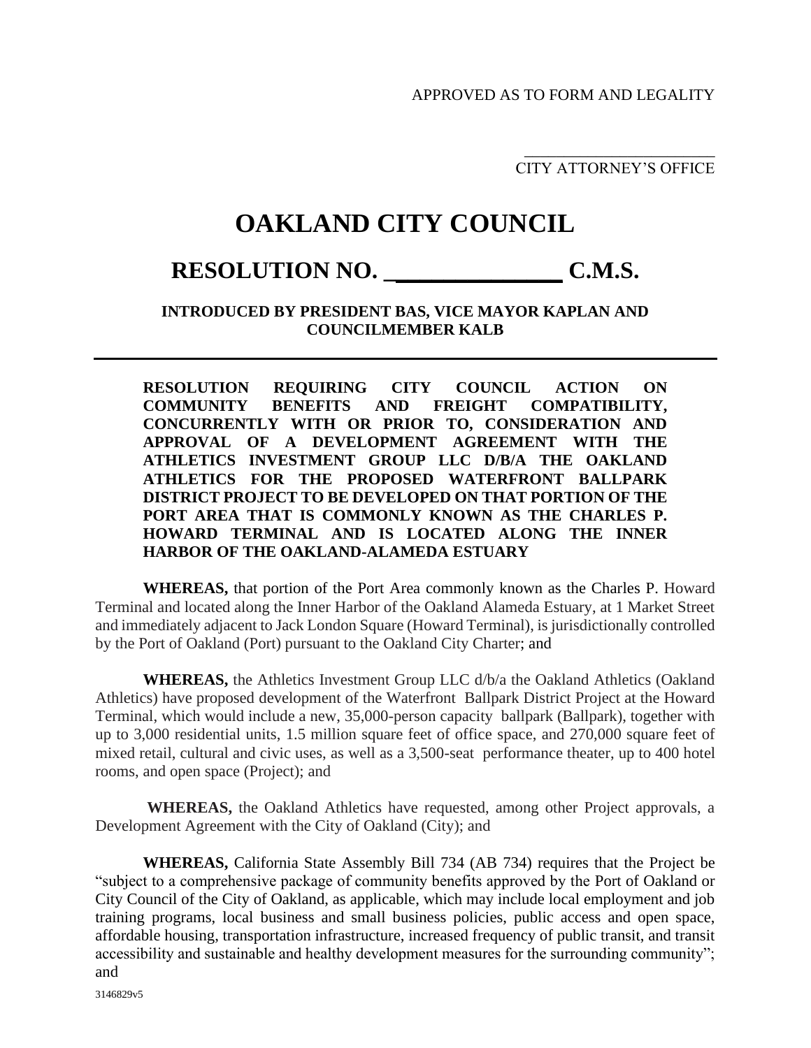APPROVED AS TO FORM AND LEGALITY

_______________________
CITY ATTORNEY'S OFFICE

# OAKLAND CITY COUNCIL

## RESOLUTION NO. _____________ C.M.S.

**INTRODUCED BY PRESIDENT BAS, VICE MAYOR KAPLAN AND COUNCILMEMBER KALB**

---

**RESOLUTION REQUIRING CITY COUNCIL ACTION ON COMMUNITY BENEFITS AND FREIGHT COMPATIBILITY, CONCURRENTLY WITH OR PRIOR TO, CONSIDERATION AND APPROVAL OF A DEVELOPMENT AGREEMENT WITH THE ATHLETICS INVESTMENT GROUP LLC D/B/A THE OAKLAND ATHLETICS FOR THE PROPOSED WATERFRONT BALLPARK DISTRICT PROJECT TO BE DEVELOPED ON THAT PORTION OF THE PORT AREA THAT IS COMMONLY KNOWN AS THE CHARLES P. HOWARD TERMINAL AND IS LOCATED ALONG THE INNER HARBOR OF THE OAKLAND-ALAMEDA ESTUARY**

**WHEREAS,** that portion of the Port Area commonly known as the Charles P. Howard Terminal and located along the Inner Harbor of the Oakland Alameda Estuary, at 1 Market Street and immediately adjacent to Jack London Square (Howard Terminal), is jurisdictionally controlled by the Port of Oakland (Port) pursuant to the Oakland City Charter; and

**WHEREAS,** the Athletics Investment Group LLC d/b/a the Oakland Athletics (Oakland Athletics) have proposed development of the Waterfront Ballpark District Project at the Howard Terminal, which would include a new, 35,000-person capacity ballpark (Ballpark), together with up to 3,000 residential units, 1.5 million square feet of office space, and 270,000 square feet of mixed retail, cultural and civic uses, as well as a 3,500-seat performance theater, up to 400 hotel rooms, and open space (Project); and

**WHEREAS,** the Oakland Athletics have requested, among other Project approvals, a Development Agreement with the City of Oakland (City); and

**WHEREAS,** California State Assembly Bill 734 (AB 734) requires that the Project be "subject to a comprehensive package of community benefits approved by the Port of Oakland or City Council of the City of Oakland, as applicable, which may include local employment and job training programs, local business and small business policies, public access and open space, affordable housing, transportation infrastructure, increased frequency of public transit, and transit accessibility and sustainable and healthy development measures for the surrounding community"; and

3146829v5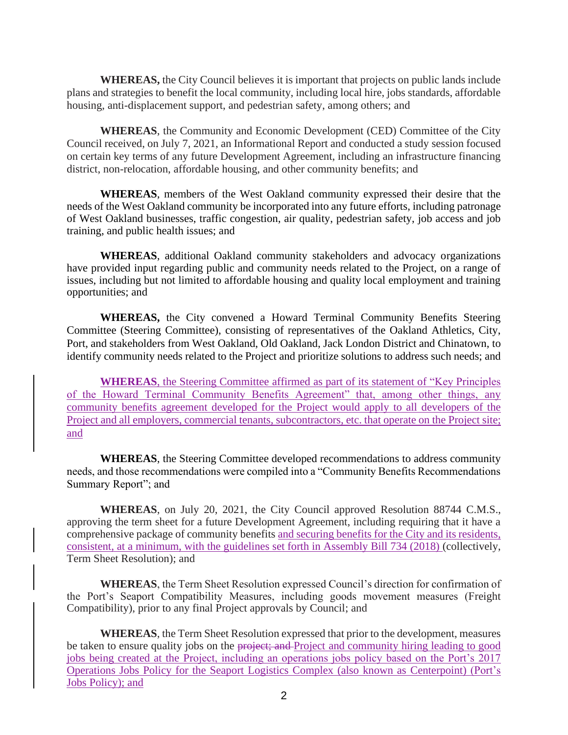**WHEREAS,** the City Council believes it is important that projects on public lands include plans and strategies to benefit the local community, including local hire, jobs standards, affordable housing, anti-displacement support, and pedestrian safety, among others; and

**WHEREAS**, the Community and Economic Development (CED) Committee of the City Council received, on July 7, 2021, an Informational Report and conducted a study session focused on certain key terms of any future Development Agreement, including an infrastructure financing district, non-relocation, affordable housing, and other community benefits; and

**WHEREAS**, members of the West Oakland community expressed their desire that the needs of the West Oakland community be incorporated into any future efforts, including patronage of West Oakland businesses, traffic congestion, air quality, pedestrian safety, job access and job training, and public health issues; and

**WHEREAS**, additional Oakland community stakeholders and advocacy organizations have provided input regarding public and community needs related to the Project, on a range of issues, including but not limited to affordable housing and quality local employment and training opportunities; and

**WHEREAS,** the City convened a Howard Terminal Community Benefits Steering Committee (Steering Committee), consisting of representatives of the Oakland Athletics, City, Port, and stakeholders from West Oakland, Old Oakland, Jack London District and Chinatown, to identify community needs related to the Project and prioritize solutions to address such needs; and

**WHEREAS**, the Steering Committee affirmed as part of its statement of "Key Principles of the Howard Terminal Community Benefits Agreement" that, among other things, any community benefits agreement developed for the Project would apply to all developers of the Project and all employers, commercial tenants, subcontractors, etc. that operate on the Project site; and

**WHEREAS**, the Steering Committee developed recommendations to address community needs, and those recommendations were compiled into a "Community Benefits Recommendations Summary Report"; and

**WHEREAS**, on July 20, 2021, the City Council approved Resolution 88744 C.M.S., approving the term sheet for a future Development Agreement, including requiring that it have a comprehensive package of community benefits and securing benefits for the City and its residents, consistent, at a minimum, with the guidelines set forth in Assembly Bill 734 (2018) (collectively, Term Sheet Resolution); and

**WHEREAS**, the Term Sheet Resolution expressed Council's direction for confirmation of the Port's Seaport Compatibility Measures, including goods movement measures (Freight Compatibility), prior to any final Project approvals by Council; and

**WHEREAS**, the Term Sheet Resolution expressed that prior to the development, measures be taken to ensure quality jobs on the ~~project; and~~ Project and community hiring leading to good jobs being created at the Project, including an operations jobs policy based on the Port's 2017 Operations Jobs Policy for the Seaport Logistics Complex (also known as Centerpoint) (Port's Jobs Policy); and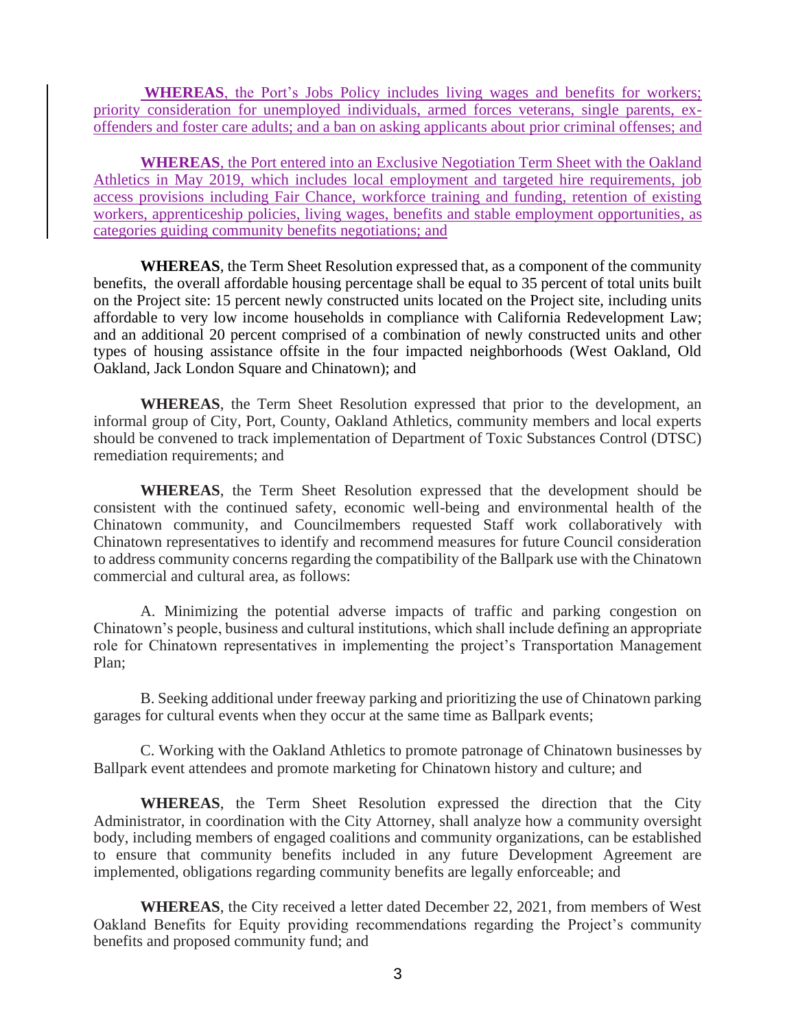**WHEREAS**, the Port's Jobs Policy includes living wages and benefits for workers; priority consideration for unemployed individuals, armed forces veterans, single parents, ex-offenders and foster care adults; and a ban on asking applicants about prior criminal offenses; and

**WHEREAS**, the Port entered into an Exclusive Negotiation Term Sheet with the Oakland Athletics in May 2019, which includes local employment and targeted hire requirements, job access provisions including Fair Chance, workforce training and funding, retention of existing workers, apprenticeship policies, living wages, benefits and stable employment opportunities, as categories guiding community benefits negotiations; and

**WHEREAS**, the Term Sheet Resolution expressed that, as a component of the community benefits, the overall affordable housing percentage shall be equal to 35 percent of total units built on the Project site: 15 percent newly constructed units located on the Project site, including units affordable to very low income households in compliance with California Redevelopment Law; and an additional 20 percent comprised of a combination of newly constructed units and other types of housing assistance offsite in the four impacted neighborhoods (West Oakland, Old Oakland, Jack London Square and Chinatown); and

**WHEREAS**, the Term Sheet Resolution expressed that prior to the development, an informal group of City, Port, County, Oakland Athletics, community members and local experts should be convened to track implementation of Department of Toxic Substances Control (DTSC) remediation requirements; and

**WHEREAS**, the Term Sheet Resolution expressed that the development should be consistent with the continued safety, economic well-being and environmental health of the Chinatown community, and Councilmembers requested Staff work collaboratively with Chinatown representatives to identify and recommend measures for future Council consideration to address community concerns regarding the compatibility of the Ballpark use with the Chinatown commercial and cultural area, as follows:

A. Minimizing the potential adverse impacts of traffic and parking congestion on Chinatown's people, business and cultural institutions, which shall include defining an appropriate role for Chinatown representatives in implementing the project's Transportation Management Plan;

B. Seeking additional under freeway parking and prioritizing the use of Chinatown parking garages for cultural events when they occur at the same time as Ballpark events;

C. Working with the Oakland Athletics to promote patronage of Chinatown businesses by Ballpark event attendees and promote marketing for Chinatown history and culture; and

**WHEREAS**, the Term Sheet Resolution expressed the direction that the City Administrator, in coordination with the City Attorney, shall analyze how a community oversight body, including members of engaged coalitions and community organizations, can be established to ensure that community benefits included in any future Development Agreement are implemented, obligations regarding community benefits are legally enforceable; and

**WHEREAS**, the City received a letter dated December 22, 2021, from members of West Oakland Benefits for Equity providing recommendations regarding the Project's community benefits and proposed community fund; and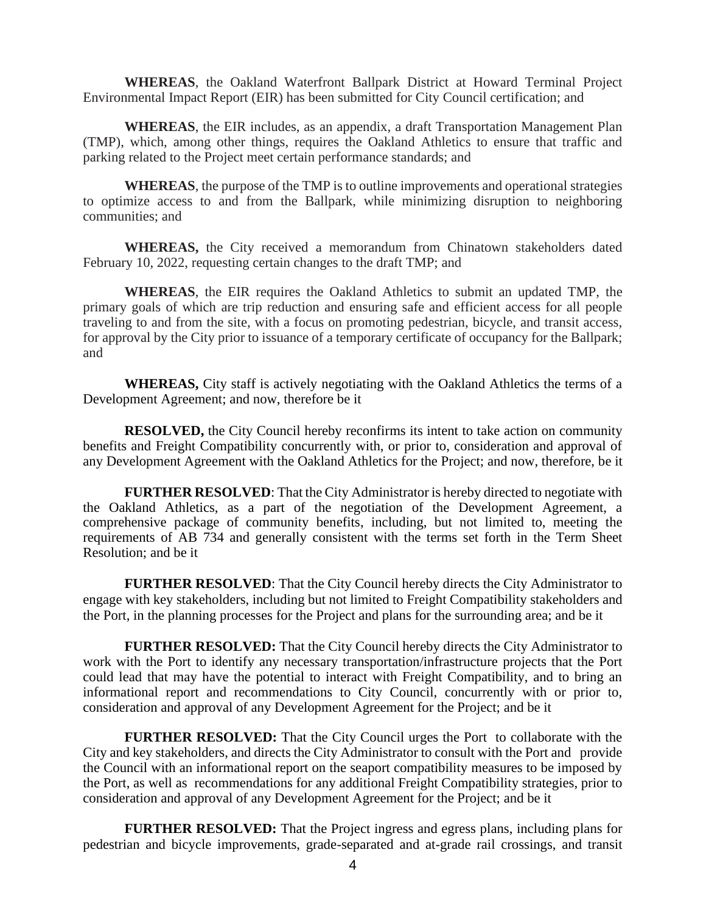**WHEREAS**, the Oakland Waterfront Ballpark District at Howard Terminal Project Environmental Impact Report (EIR) has been submitted for City Council certification; and

**WHEREAS**, the EIR includes, as an appendix, a draft Transportation Management Plan (TMP), which, among other things, requires the Oakland Athletics to ensure that traffic and parking related to the Project meet certain performance standards; and

**WHEREAS**, the purpose of the TMP is to outline improvements and operational strategies to optimize access to and from the Ballpark, while minimizing disruption to neighboring communities; and

**WHEREAS,** the City received a memorandum from Chinatown stakeholders dated February 10, 2022, requesting certain changes to the draft TMP; and

**WHEREAS**, the EIR requires the Oakland Athletics to submit an updated TMP, the primary goals of which are trip reduction and ensuring safe and efficient access for all people traveling to and from the site, with a focus on promoting pedestrian, bicycle, and transit access, for approval by the City prior to issuance of a temporary certificate of occupancy for the Ballpark; and

**WHEREAS,** City staff is actively negotiating with the Oakland Athletics the terms of a Development Agreement; and now, therefore be it

**RESOLVED,** the City Council hereby reconfirms its intent to take action on community benefits and Freight Compatibility concurrently with, or prior to, consideration and approval of any Development Agreement with the Oakland Athletics for the Project; and now, therefore, be it

**FURTHER RESOLVED**: That the City Administrator is hereby directed to negotiate with the Oakland Athletics, as a part of the negotiation of the Development Agreement, a comprehensive package of community benefits, including, but not limited to, meeting the requirements of AB 734 and generally consistent with the terms set forth in the Term Sheet Resolution; and be it

**FURTHER RESOLVED**: That the City Council hereby directs the City Administrator to engage with key stakeholders, including but not limited to Freight Compatibility stakeholders and the Port, in the planning processes for the Project and plans for the surrounding area; and be it

**FURTHER RESOLVED:** That the City Council hereby directs the City Administrator to work with the Port to identify any necessary transportation/infrastructure projects that the Port could lead that may have the potential to interact with Freight Compatibility, and to bring an informational report and recommendations to City Council, concurrently with or prior to, consideration and approval of any Development Agreement for the Project; and be it

**FURTHER RESOLVED:** That the City Council urges the Port to collaborate with the City and key stakeholders, and directs the City Administrator to consult with the Port and provide the Council with an informational report on the seaport compatibility measures to be imposed by the Port, as well as recommendations for any additional Freight Compatibility strategies, prior to consideration and approval of any Development Agreement for the Project; and be it

**FURTHER RESOLVED:** That the Project ingress and egress plans, including plans for pedestrian and bicycle improvements, grade-separated and at-grade rail crossings, and transit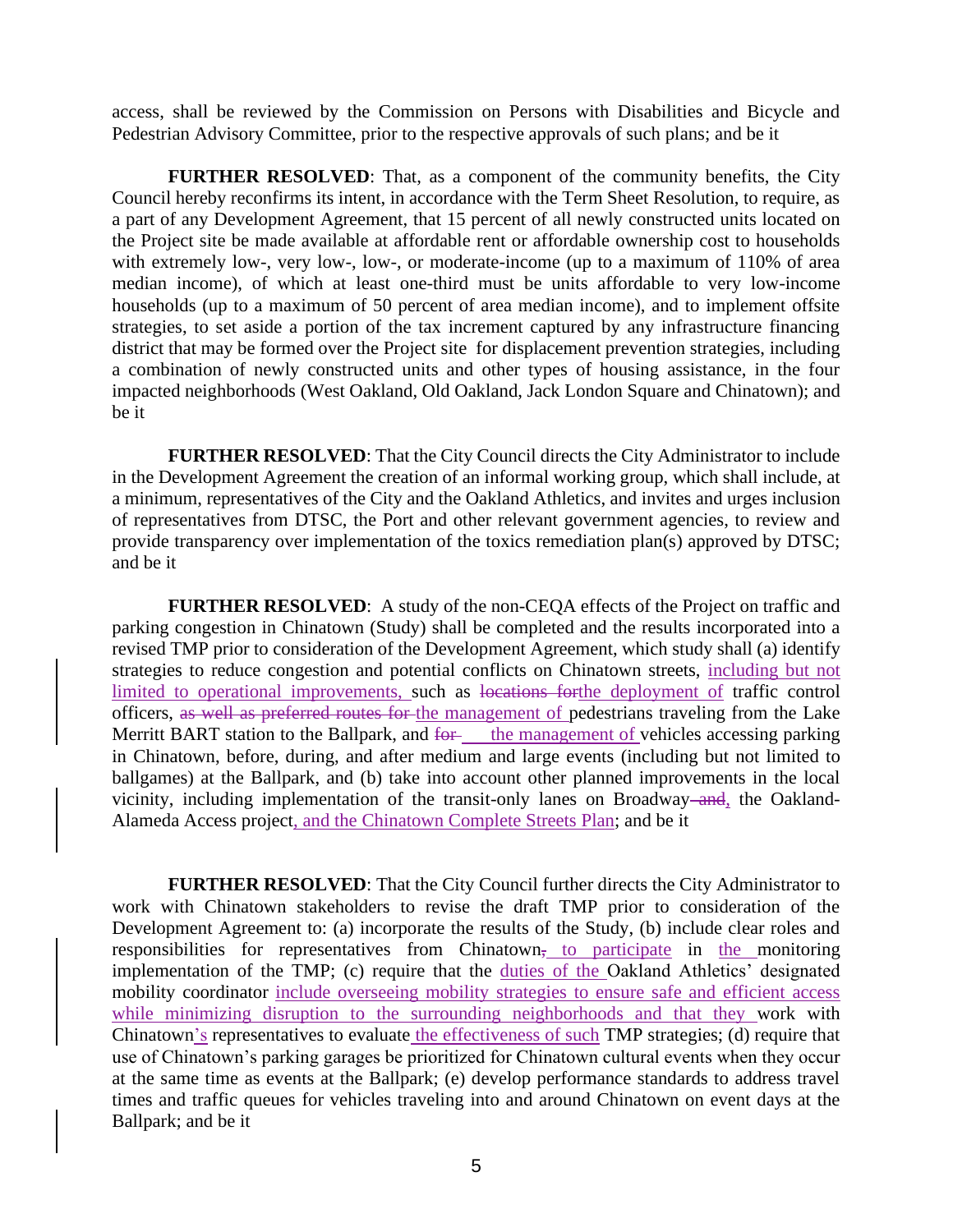access, shall be reviewed by the Commission on Persons with Disabilities and Bicycle and Pedestrian Advisory Committee, prior to the respective approvals of such plans; and be it

**FURTHER RESOLVED**: That, as a component of the community benefits, the City Council hereby reconfirms its intent, in accordance with the Term Sheet Resolution, to require, as a part of any Development Agreement, that 15 percent of all newly constructed units located on the Project site be made available at affordable rent or affordable ownership cost to households with extremely low-, very low-, low-, or moderate-income (up to a maximum of 110% of area median income), of which at least one-third must be units affordable to very low-income households (up to a maximum of 50 percent of area median income), and to implement offsite strategies, to set aside a portion of the tax increment captured by any infrastructure financing district that may be formed over the Project site for displacement prevention strategies, including a combination of newly constructed units and other types of housing assistance, in the four impacted neighborhoods (West Oakland, Old Oakland, Jack London Square and Chinatown); and be it

**FURTHER RESOLVED**: That the City Council directs the City Administrator to include in the Development Agreement the creation of an informal working group, which shall include, at a minimum, representatives of the City and the Oakland Athletics, and invites and urges inclusion of representatives from DTSC, the Port and other relevant government agencies, to review and provide transparency over implementation of the toxics remediation plan(s) approved by DTSC; and be it

**FURTHER RESOLVED**: A study of the non-CEQA effects of the Project on traffic and parking congestion in Chinatown (Study) shall be completed and the results incorporated into a revised TMP prior to consideration of the Development Agreement, which study shall (a) identify strategies to reduce congestion and potential conflicts on Chinatown streets, <u>including but not limited to operational improvements,</u> such as ~~locations for~~<u>the deployment of</u> traffic control officers, ~~as well as preferred routes for~~ <u>the management of</u> pedestrians traveling from the Lake Merritt BART station to the Ballpark, and ~~for~~ <u>the management of</u> vehicles accessing parking in Chinatown, before, during, and after medium and large events (including but not limited to ballgames) at the Ballpark, and (b) take into account other planned improvements in the local vicinity, including implementation of the transit-only lanes on Broadway ~~and~~<u>,</u> the Oakland-Alameda Access project<u>, and the Chinatown Complete Streets Plan</u>; and be it

**FURTHER RESOLVED**: That the City Council further directs the City Administrator to work with Chinatown stakeholders to revise the draft TMP prior to consideration of the Development Agreement to: (a) incorporate the results of the Study, (b) include clear roles and responsibilities for representatives from Chinatown~~,~~ <u>to participate</u> in <u>the</u> monitoring implementation of the TMP; (c) require that the <u>duties of the</u> Oakland Athletics' designated mobility coordinator <u>include overseeing mobility strategies to ensure safe and efficient access while minimizing disruption to the surrounding neighborhoods and that they</u> work with Chinatown<u>'s</u> representatives to evaluate <u>the effectiveness of such</u> TMP strategies; (d) require that use of Chinatown's parking garages be prioritized for Chinatown cultural events when they occur at the same time as events at the Ballpark; (e) develop performance standards to address travel times and traffic queues for vehicles traveling into and around Chinatown on event days at the Ballpark; and be it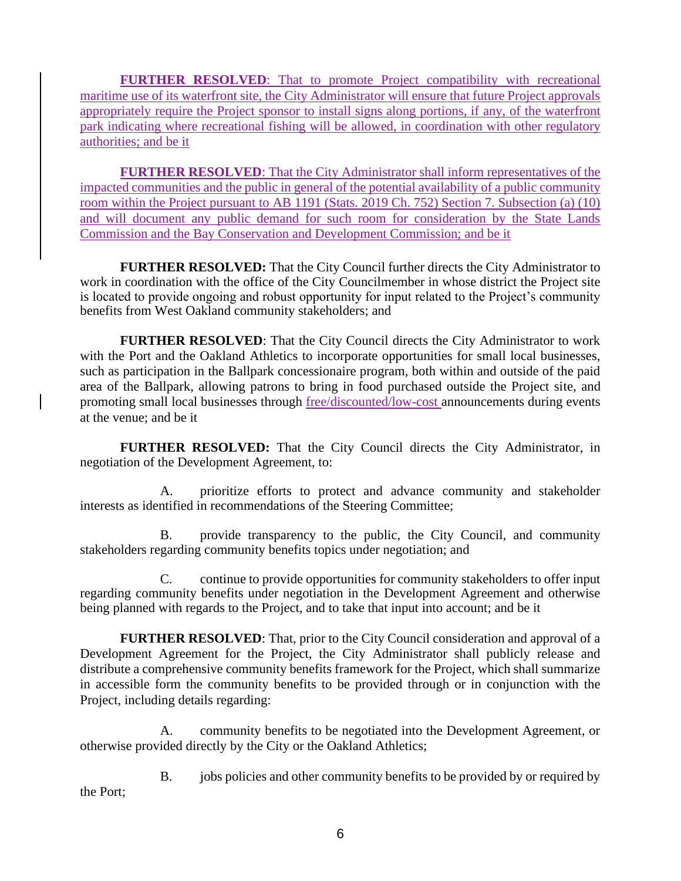**FURTHER RESOLVED**: That to promote Project compatibility with recreational maritime use of its waterfront site, the City Administrator will ensure that future Project approvals appropriately require the Project sponsor to install signs along portions, if any, of the waterfront park indicating where recreational fishing will be allowed, in coordination with other regulatory authorities; and be it

**FURTHER RESOLVED**: That the City Administrator shall inform representatives of the impacted communities and the public in general of the potential availability of a public community room within the Project pursuant to AB 1191 (Stats. 2019 Ch. 752) Section 7. Subsection (a) (10) and will document any public demand for such room for consideration by the State Lands Commission and the Bay Conservation and Development Commission; and be it

**FURTHER RESOLVED:** That the City Council further directs the City Administrator to work in coordination with the office of the City Councilmember in whose district the Project site is located to provide ongoing and robust opportunity for input related to the Project's community benefits from West Oakland community stakeholders; and

**FURTHER RESOLVED**: That the City Council directs the City Administrator to work with the Port and the Oakland Athletics to incorporate opportunities for small local businesses, such as participation in the Ballpark concessionaire program, both within and outside of the paid area of the Ballpark, allowing patrons to bring in food purchased outside the Project site, and promoting small local businesses through free/discounted/low-cost announcements during events at the venue; and be it

**FURTHER RESOLVED:** That the City Council directs the City Administrator, in negotiation of the Development Agreement, to:

A. prioritize efforts to protect and advance community and stakeholder interests as identified in recommendations of the Steering Committee;

B. provide transparency to the public, the City Council, and community stakeholders regarding community benefits topics under negotiation; and

C. continue to provide opportunities for community stakeholders to offer input regarding community benefits under negotiation in the Development Agreement and otherwise being planned with regards to the Project, and to take that input into account; and be it

**FURTHER RESOLVED**: That, prior to the City Council consideration and approval of a Development Agreement for the Project, the City Administrator shall publicly release and distribute a comprehensive community benefits framework for the Project, which shall summarize in accessible form the community benefits to be provided through or in conjunction with the Project, including details regarding:

A. community benefits to be negotiated into the Development Agreement, or otherwise provided directly by the City or the Oakland Athletics;

B. jobs policies and other community benefits to be provided by or required by the Port;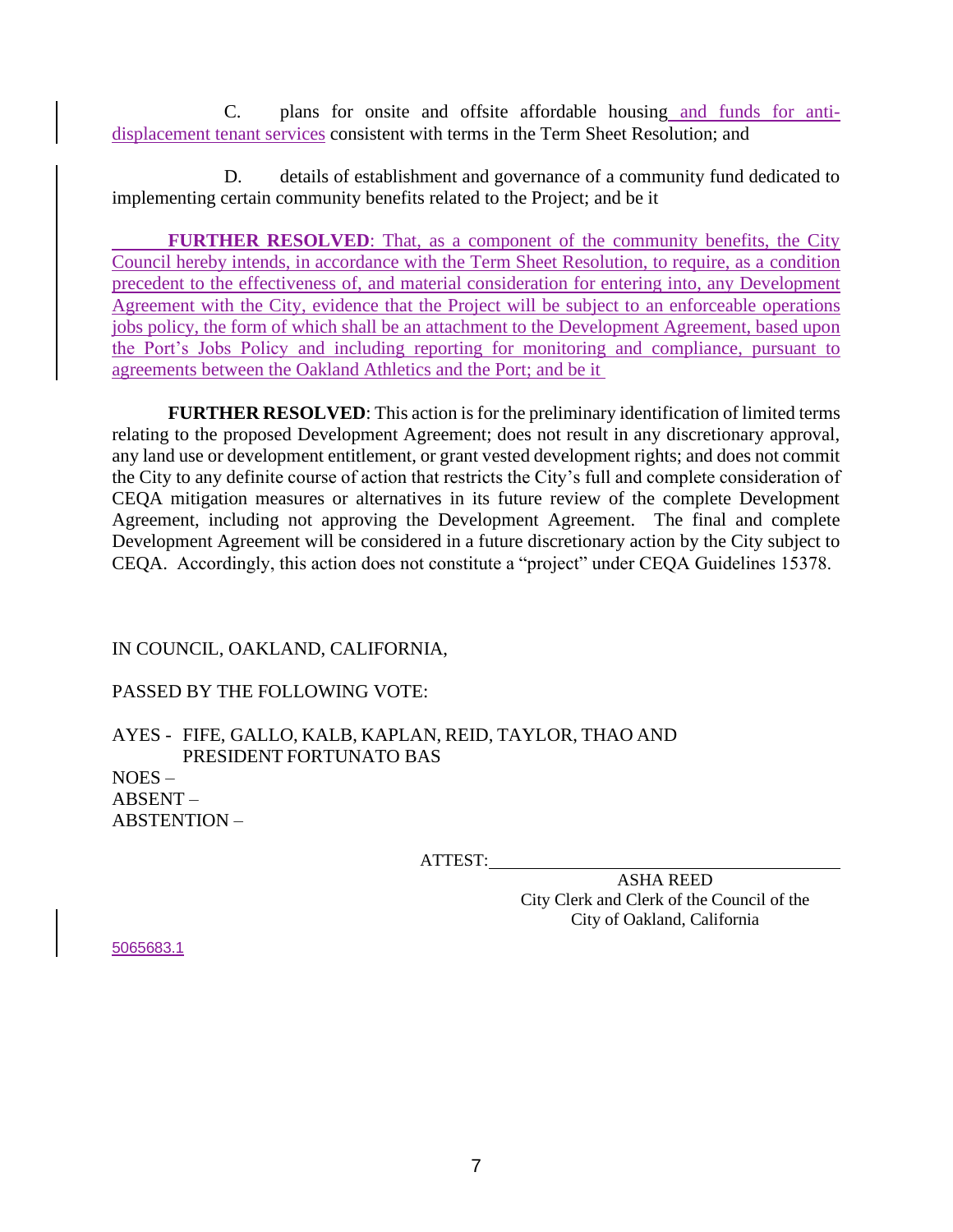C. plans for onsite and offsite affordable housing and funds for anti-displacement tenant services consistent with terms in the Term Sheet Resolution; and

D. details of establishment and governance of a community fund dedicated to implementing certain community benefits related to the Project; and be it

**FURTHER RESOLVED**: That, as a component of the community benefits, the City Council hereby intends, in accordance with the Term Sheet Resolution, to require, as a condition precedent to the effectiveness of, and material consideration for entering into, any Development Agreement with the City, evidence that the Project will be subject to an enforceable operations jobs policy, the form of which shall be an attachment to the Development Agreement, based upon the Port's Jobs Policy and including reporting for monitoring and compliance, pursuant to agreements between the Oakland Athletics and the Port; and be it

**FURTHER RESOLVED**: This action is for the preliminary identification of limited terms relating to the proposed Development Agreement; does not result in any discretionary approval, any land use or development entitlement, or grant vested development rights; and does not commit the City to any definite course of action that restricts the City's full and complete consideration of CEQA mitigation measures or alternatives in its future review of the complete Development Agreement, including not approving the Development Agreement. The final and complete Development Agreement will be considered in a future discretionary action by the City subject to CEQA. Accordingly, this action does not constitute a "project" under CEQA Guidelines 15378.

IN COUNCIL, OAKLAND, CALIFORNIA,

PASSED BY THE FOLLOWING VOTE:

AYES - FIFE, GALLO, KALB, KAPLAN, REID, TAYLOR, THAO AND PRESIDENT FORTUNATO BAS

NOES –

ABSENT –

ABSTENTION –

ATTEST: ______________________

ASHA REED
City Clerk and Clerk of the Council of the
City of Oakland, California

5065683.1